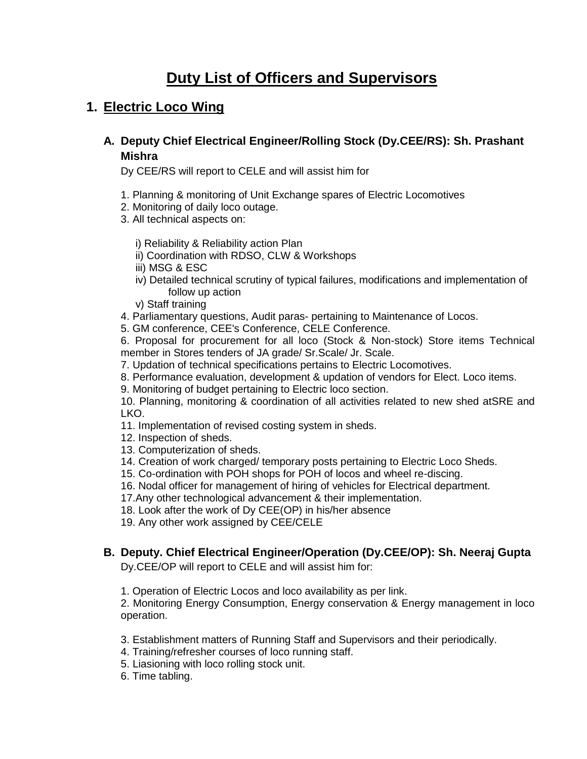# Duty List of Officers and Supervisors

## 1. Electric Loco Wing

### A. Deputy Chief Electrical Engineer/Rolling Stock (Dy.CEE/RS): Sh. Prashant Mishra

Dy CEE/RS will report to CELE and will assist him for

1. Planning & monitoring of Unit Exchange spares of Electric Locomotives
2. Monitoring of daily loco outage.
3. All technical aspects on:

   i) Reliability & Reliability action Plan
   ii) Coordination with RDSO, CLW & Workshops
   iii) MSG & ESC
   iv) Detailed technical scrutiny of typical failures, modifications and implementation of follow up action
   v) Staff training
4. Parliamentary questions, Audit paras- pertaining to Maintenance of Locos.
5. GM conference, CEE's Conference, CELE Conference.
6. Proposal for procurement for all loco (Stock & Non-stock) Store items Technical member in Stores tenders of JA grade/ Sr.Scale/ Jr. Scale.
7. Updation of technical specifications pertains to Electric Locomotives.
8. Performance evaluation, development & updation of vendors for Elect. Loco items.
9. Monitoring of budget pertaining to Electric loco section.
10. Planning, monitoring & coordination of all activities related to new shed atSRE and LKO.
11. Implementation of revised costing system in sheds.
12. Inspection of sheds.
13. Computerization of sheds.
14. Creation of work charged/ temporary posts pertaining to Electric Loco Sheds.
15. Co-ordination with POH shops for POH of locos and wheel re-discing.
16. Nodal officer for management of hiring of vehicles for Electrical department.
17. Any other technological advancement & their implementation.
18. Look after the work of Dy CEE(OP) in his/her absence
19. Any other work assigned by CEE/CELE

### B. Deputy. Chief Electrical Engineer/Operation (Dy.CEE/OP): Sh. Neeraj Gupta

Dy.CEE/OP will report to CELE and will assist him for:

1. Operation of Electric Locos and loco availability as per link.
2. Monitoring Energy Consumption, Energy conservation & Energy management in loco operation.

3. Establishment matters of Running Staff and Supervisors and their periodically.
4. Training/refresher courses of loco running staff.
5. Liasioning with loco rolling stock unit.
6. Time tabling.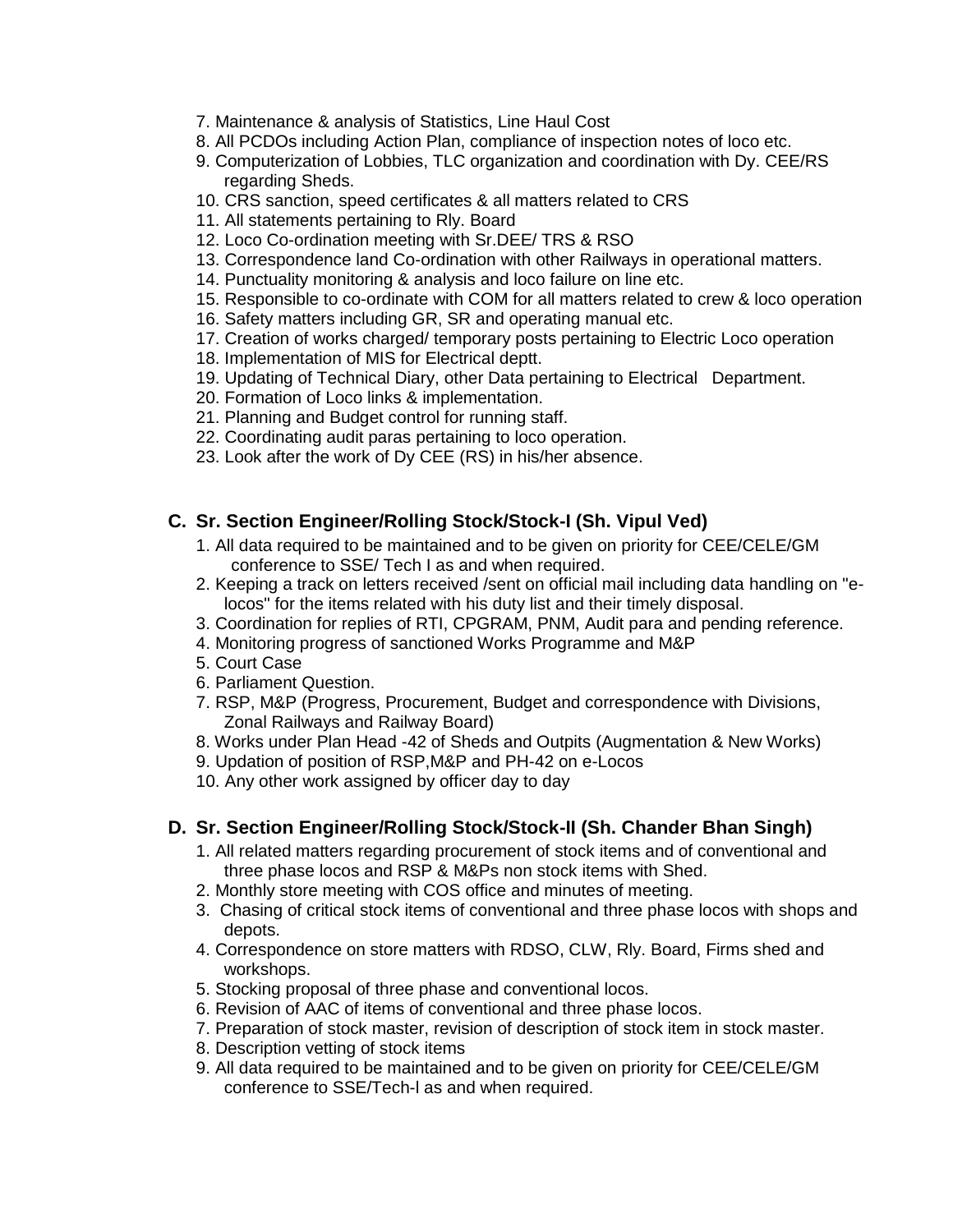7. Maintenance & analysis of Statistics, Line Haul Cost
8. All PCDOs including Action Plan, compliance of inspection notes of loco etc.
9. Computerization of Lobbies, TLC organization and coordination with Dy. CEE/RS regarding Sheds.
10. CRS sanction, speed certificates & all matters related to CRS
11. All statements pertaining to Rly. Board
12. Loco Co-ordination meeting with Sr.DEE/ TRS & RSO
13. Correspondence land Co-ordination with other Railways in operational matters.
14. Punctuality monitoring & analysis and loco failure on line etc.
15. Responsible to co-ordinate with COM for all matters related to crew & loco operation
16. Safety matters including GR, SR and operating manual etc.
17. Creation of works charged/ temporary posts pertaining to Electric Loco operation
18. Implementation of MIS for Electrical deptt.
19. Updating of Technical Diary, other Data pertaining to Electrical Department.
20. Formation of Loco links & implementation.
21. Planning and Budget control for running staff.
22. Coordinating audit paras pertaining to loco operation.
23. Look after the work of Dy CEE (RS) in his/her absence.

### C. Sr. Section Engineer/Rolling Stock/Stock-I (Sh. Vipul Ved)

1. All data required to be maintained and to be given on priority for CEE/CELE/GM conference to SSE/ Tech I as and when required.
2. Keeping a track on letters received /sent on official mail including data handling on "e-locos" for the items related with his duty list and their timely disposal.
3. Coordination for replies of RTI, CPGRAM, PNM, Audit para and pending reference.
4. Monitoring progress of sanctioned Works Programme and M&P
5. Court Case
6. Parliament Question.
7. RSP, M&P (Progress, Procurement, Budget and correspondence with Divisions, Zonal Railways and Railway Board)
8. Works under Plan Head -42 of Sheds and Outpits (Augmentation & New Works)
9. Updation of position of RSP,M&P and PH-42 on e-Locos
10. Any other work assigned by officer day to day

### D. Sr. Section Engineer/Rolling Stock/Stock-II (Sh. Chander Bhan Singh)

1. All related matters regarding procurement of stock items and of conventional and three phase locos and RSP & M&Ps non stock items with Shed.
2. Monthly store meeting with COS office and minutes of meeting.
3. Chasing of critical stock items of conventional and three phase locos with shops and depots.
4. Correspondence on store matters with RDSO, CLW, Rly. Board, Firms shed and workshops.
5. Stocking proposal of three phase and conventional locos.
6. Revision of AAC of items of conventional and three phase locos.
7. Preparation of stock master, revision of description of stock item in stock master.
8. Description vetting of stock items
9. All data required to be maintained and to be given on priority for CEE/CELE/GM conference to SSE/Tech-l as and when required.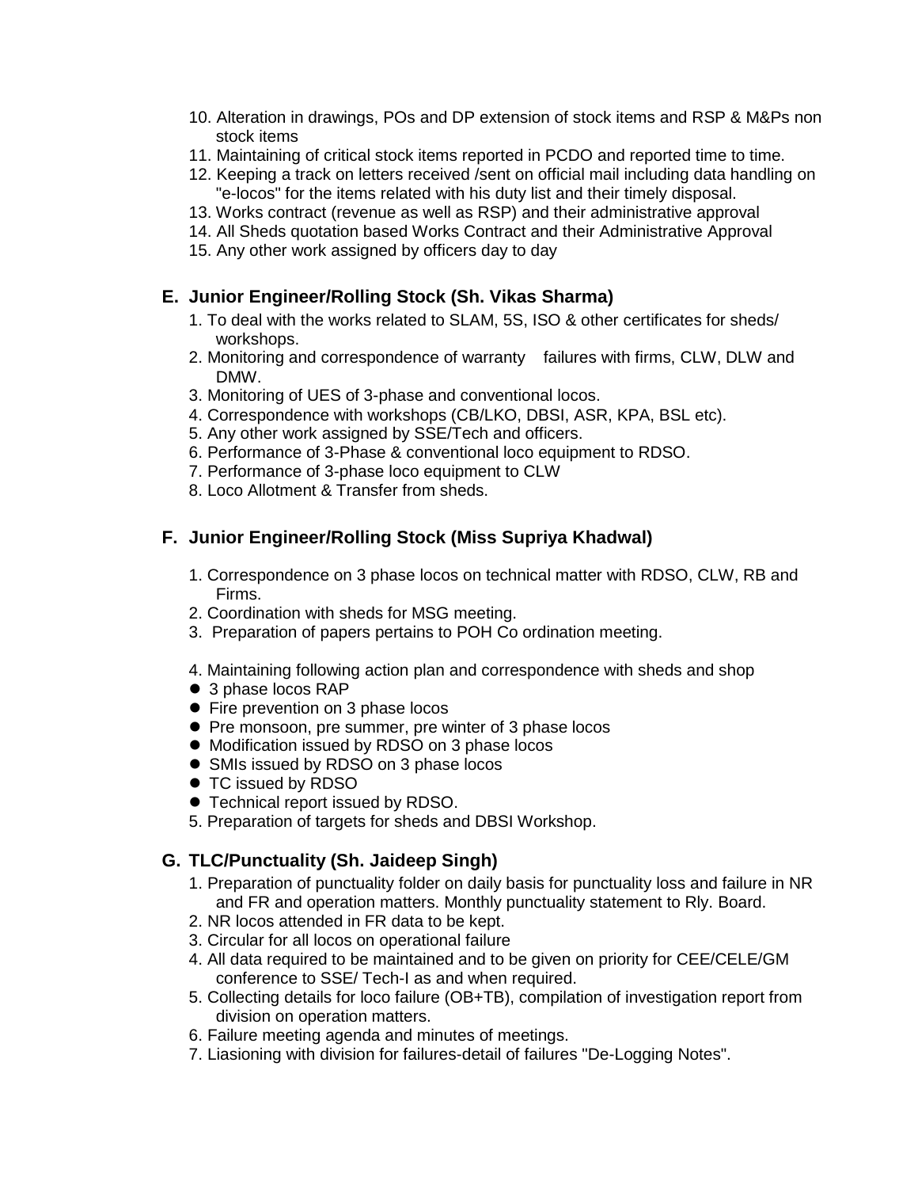10. Alteration in drawings, POs and DP extension of stock items and RSP & M&Ps non stock items
11. Maintaining of critical stock items reported in PCDO and reported time to time.
12. Keeping a track on letters received /sent on official mail including data handling on "e-locos" for the items related with his duty list and their timely disposal.
13. Works contract (revenue as well as RSP) and their administrative approval
14. All Sheds quotation based Works Contract and their Administrative Approval
15. Any other work assigned by officers day to day

### E. Junior Engineer/Rolling Stock (Sh. Vikas Sharma)

1. To deal with the works related to SLAM, 5S, ISO & other certificates for sheds/ workshops.
2. Monitoring and correspondence of warranty failures with firms, CLW, DLW and DMW.
3. Monitoring of UES of 3-phase and conventional locos.
4. Correspondence with workshops (CB/LKO, DBSI, ASR, KPA, BSL etc).
5. Any other work assigned by SSE/Tech and officers.
6. Performance of 3-Phase & conventional loco equipment to RDSO.
7. Performance of 3-phase loco equipment to CLW
8. Loco Allotment & Transfer from sheds.

### F. Junior Engineer/Rolling Stock (Miss Supriya Khadwal)

1. Correspondence on 3 phase locos on technical matter with RDSO, CLW, RB and Firms.
2. Coordination with sheds for MSG meeting.
3. Preparation of papers pertains to POH Co ordination meeting.

4. Maintaining following action plan and correspondence with sheds and shop
   - 3 phase locos RAP
   - Fire prevention on 3 phase locos
   - Pre monsoon, pre summer, pre winter of 3 phase locos
   - Modification issued by RDSO on 3 phase locos
   - SMIs issued by RDSO on 3 phase locos
   - TC issued by RDSO
   - Technical report issued by RDSO.
5. Preparation of targets for sheds and DBSI Workshop.

### G. TLC/Punctuality (Sh. Jaideep Singh)

1. Preparation of punctuality folder on daily basis for punctuality loss and failure in NR and FR and operation matters. Monthly punctuality statement to Rly. Board.
2. NR locos attended in FR data to be kept.
3. Circular for all locos on operational failure
4. All data required to be maintained and to be given on priority for CEE/CELE/GM conference to SSE/ Tech-I as and when required.
5. Collecting details for loco failure (OB+TB), compilation of investigation report from division on operation matters.
6. Failure meeting agenda and minutes of meetings.
7. Liasioning with division for failures-detail of failures "De-Logging Notes".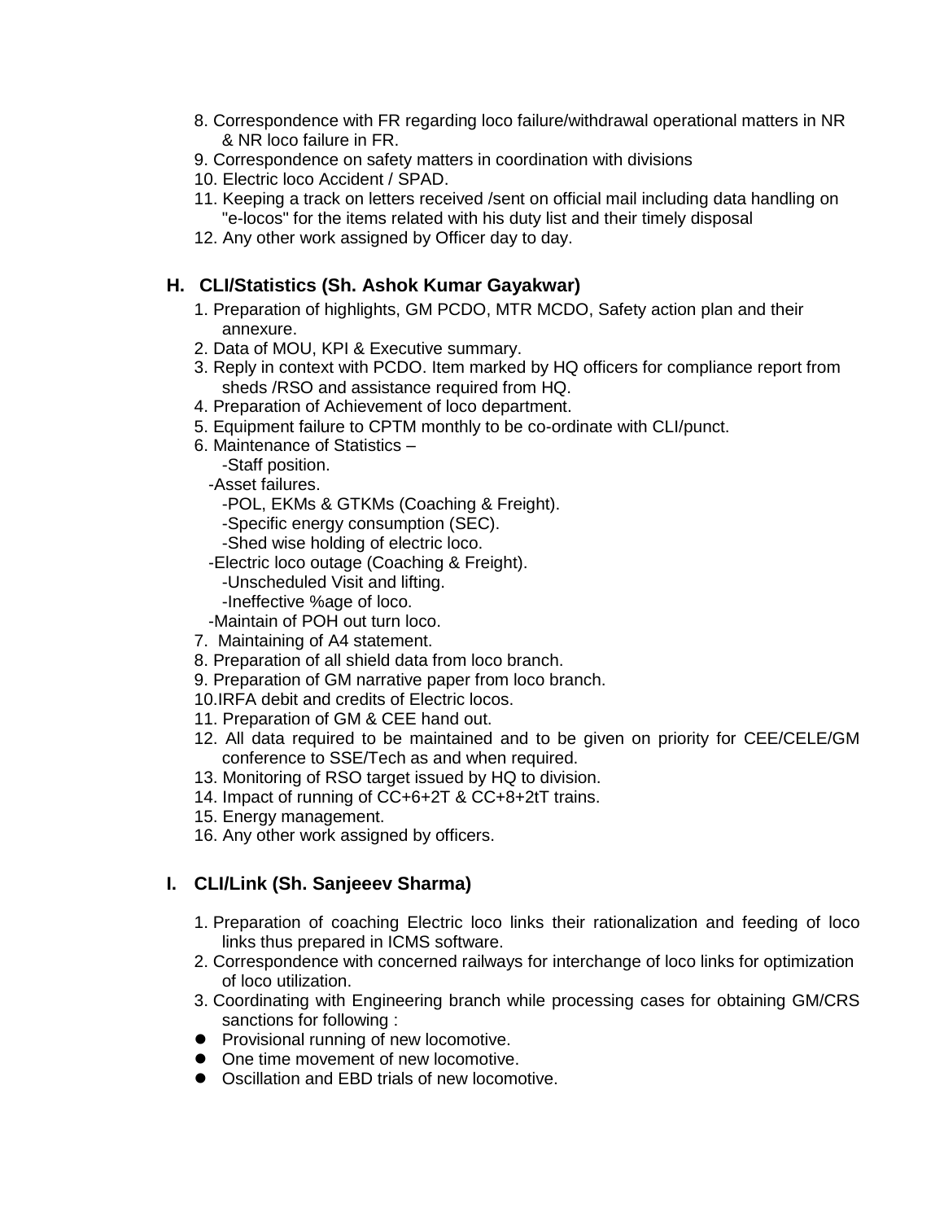8. Correspondence with FR regarding loco failure/withdrawal operational matters in NR & NR loco failure in FR.
9. Correspondence on safety matters in coordination with divisions
10. Electric loco Accident / SPAD.
11. Keeping a track on letters received /sent on official mail including data handling on "e-locos" for the items related with his duty list and their timely disposal
12. Any other work assigned by Officer day to day.

## H. CLI/Statistics (Sh. Ashok Kumar Gayakwar)

1. Preparation of highlights, GM PCDO, MTR MCDO, Safety action plan and their annexure.
2. Data of MOU, KPI & Executive summary.
3. Reply in context with PCDO. Item marked by HQ officers for compliance report from sheds /RSO and assistance required from HQ.
4. Preparation of Achievement of loco department.
5. Equipment failure to CPTM monthly to be co-ordinate with CLI/punct.
6. Maintenance of Statistics –
   - -Staff position.
   - -Asset failures.
   - -POL, EKMs & GTKMs (Coaching & Freight).
   - -Specific energy consumption (SEC).
   - -Shed wise holding of electric loco.
   - -Electric loco outage (Coaching & Freight).
   - -Unscheduled Visit and lifting.
   - -Ineffective %age of loco.
   - -Maintain of POH out turn loco.
7. Maintaining of A4 statement.
8. Preparation of all shield data from loco branch.
9. Preparation of GM narrative paper from loco branch.
10. IRFA debit and credits of Electric locos.
11. Preparation of GM & CEE hand out.
12. All data required to be maintained and to be given on priority for CEE/CELE/GM conference to SSE/Tech as and when required.
13. Monitoring of RSO target issued by HQ to division.
14. Impact of running of CC+6+2T & CC+8+2tT trains.
15. Energy management.
16. Any other work assigned by officers.

## I. CLI/Link (Sh. Sanjeeev Sharma)

1. Preparation of coaching Electric loco links their rationalization and feeding of loco links thus prepared in ICMS software.
2. Correspondence with concerned railways for interchange of loco links for optimization of loco utilization.
3. Coordinating with Engineering branch while processing cases for obtaining GM/CRS sanctions for following :
   - Provisional running of new locomotive.
   - One time movement of new locomotive.
   - Oscillation and EBD trials of new locomotive.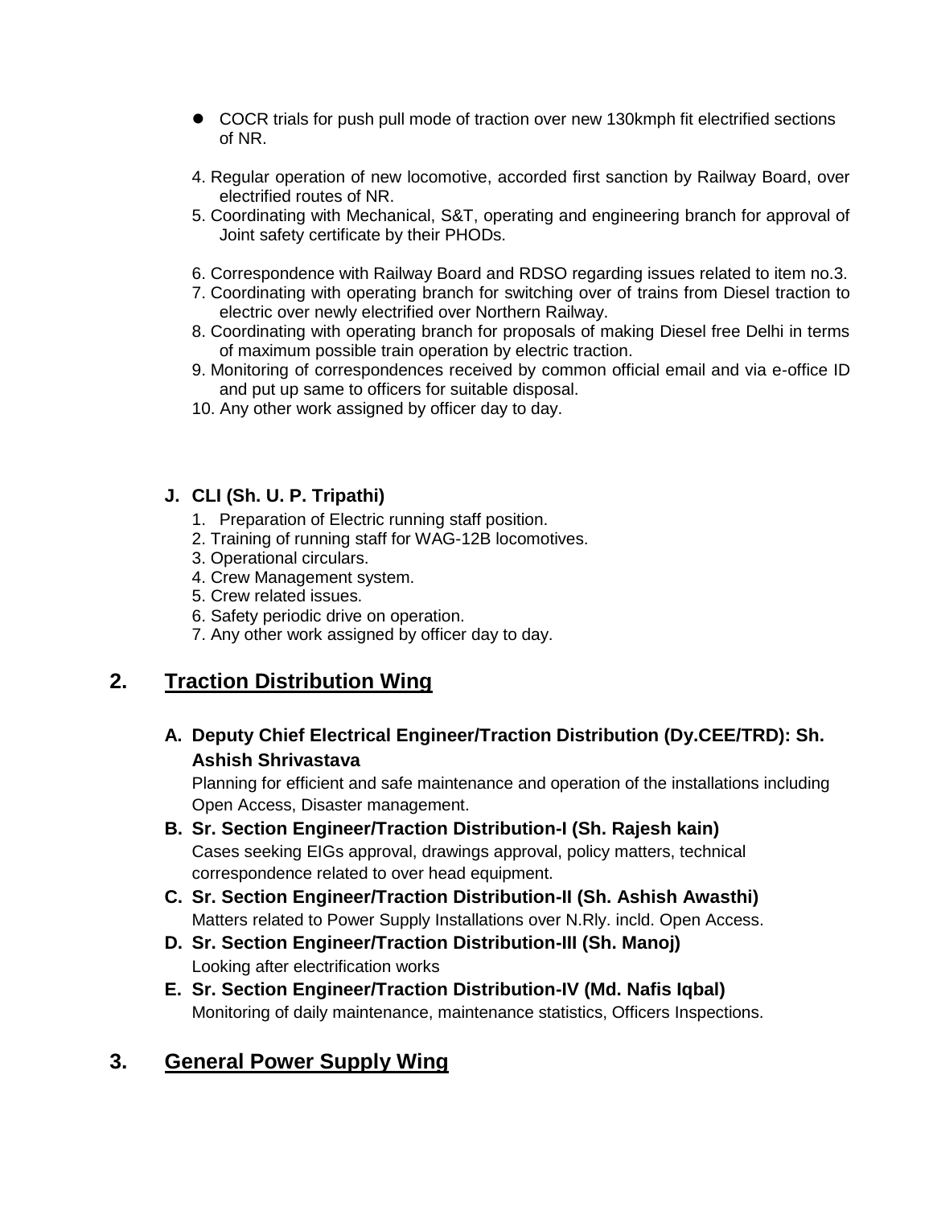- COCR trials for push pull mode of traction over new 130kmph fit electrified sections of NR.

4. Regular operation of new locomotive, accorded first sanction by Railway Board, over electrified routes of NR.
5. Coordinating with Mechanical, S&T, operating and engineering branch for approval of Joint safety certificate by their PHODs.
6. Correspondence with Railway Board and RDSO regarding issues related to item no.3.
7. Coordinating with operating branch for switching over of trains from Diesel traction to electric over newly electrified over Northern Railway.
8. Coordinating with operating branch for proposals of making Diesel free Delhi in terms of maximum possible train operation by electric traction.
9. Monitoring of correspondences received by common official email and via e-office ID and put up same to officers for suitable disposal.
10. Any other work assigned by officer day to day.

**J. CLI (Sh. U. P. Tripathi)**

1. Preparation of Electric running staff position.
2. Training of running staff for WAG-12B locomotives.
3. Operational circulars.
4. Crew Management system.
5. Crew related issues.
6. Safety periodic drive on operation.
7. Any other work assigned by officer day to day.

## 2. Traction Distribution Wing

**A. Deputy Chief Electrical Engineer/Traction Distribution (Dy.CEE/TRD): Sh. Ashish Shrivastava**

Planning for efficient and safe maintenance and operation of the installations including Open Access, Disaster management.

**B. Sr. Section Engineer/Traction Distribution-I (Sh. Rajesh kain)**

Cases seeking EIGs approval, drawings approval, policy matters, technical correspondence related to over head equipment.

**C. Sr. Section Engineer/Traction Distribution-II (Sh. Ashish Awasthi)**

Matters related to Power Supply Installations over N.Rly. incld. Open Access.

**D. Sr. Section Engineer/Traction Distribution-III (Sh. Manoj)**

Looking after electrification works

**E. Sr. Section Engineer/Traction Distribution-IV (Md. Nafis Iqbal)**

Monitoring of daily maintenance, maintenance statistics, Officers Inspections.

## 3. General Power Supply Wing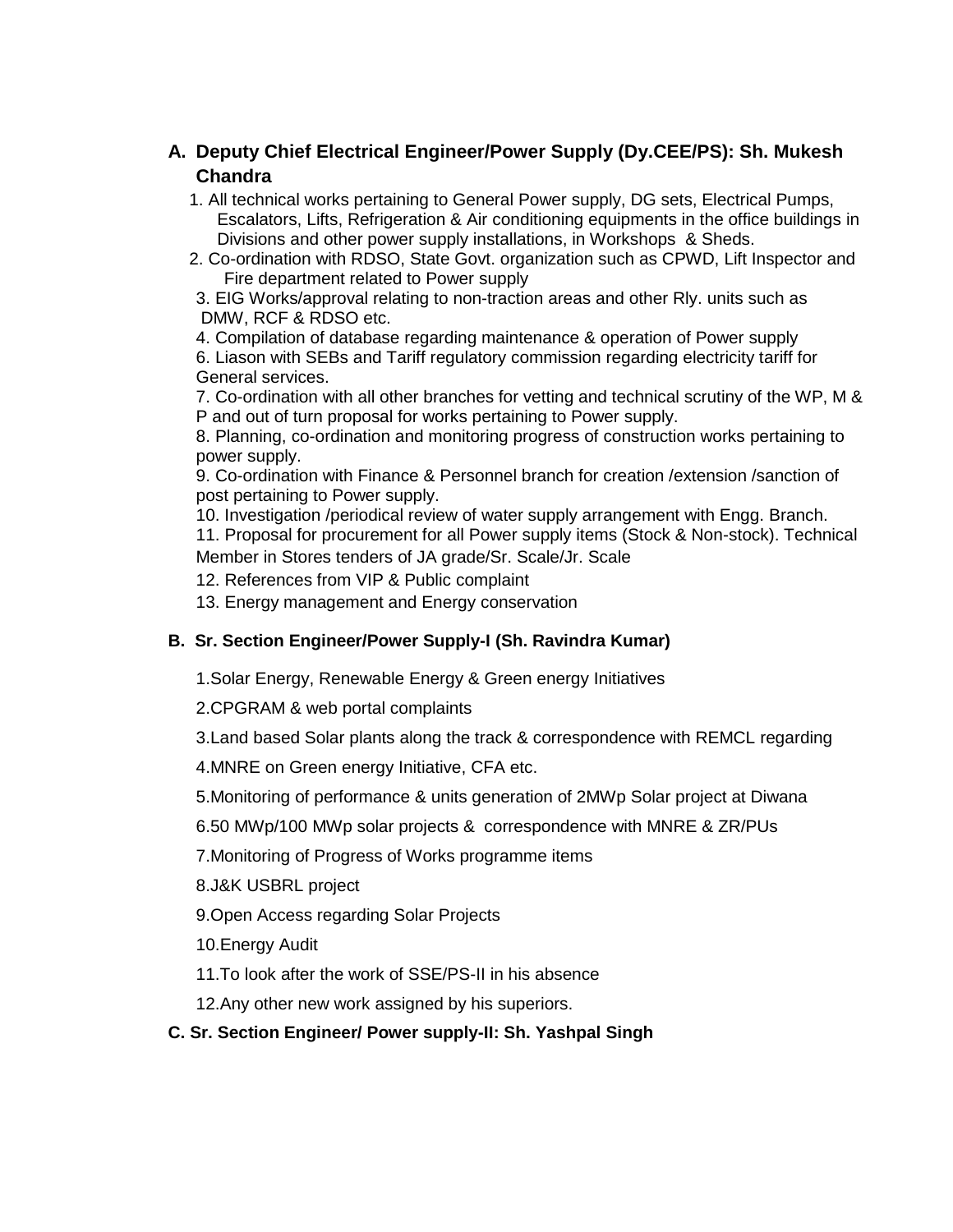## A. Deputy Chief Electrical Engineer/Power Supply (Dy.CEE/PS): Sh. Mukesh Chandra

1. All technical works pertaining to General Power supply, DG sets, Electrical Pumps, Escalators, Lifts, Refrigeration & Air conditioning equipments in the office buildings in Divisions and other power supply installations, in Workshops & Sheds.
2. Co-ordination with RDSO, State Govt. organization such as CPWD, Lift Inspector and Fire department related to Power supply
3. EIG Works/approval relating to non-traction areas and other Rly. units such as DMW, RCF & RDSO etc.
4. Compilation of database regarding maintenance & operation of Power supply
6. Liason with SEBs and Tariff regulatory commission regarding electricity tariff for General services.
7. Co-ordination with all other branches for vetting and technical scrutiny of the WP, M & P and out of turn proposal for works pertaining to Power supply.
8. Planning, co-ordination and monitoring progress of construction works pertaining to power supply.
9. Co-ordination with Finance & Personnel branch for creation /extension /sanction of post pertaining to Power supply.
10. Investigation /periodical review of water supply arrangement with Engg. Branch.
11. Proposal for procurement for all Power supply items (Stock & Non-stock). Technical Member in Stores tenders of JA grade/Sr. Scale/Jr. Scale
12. References from VIP & Public complaint
13. Energy management and Energy conservation

### B. Sr. Section Engineer/Power Supply-I (Sh. Ravindra Kumar)

1. Solar Energy, Renewable Energy & Green energy Initiatives
2. CPGRAM & web portal complaints
3. Land based Solar plants along the track & correspondence with REMCL regarding
4. MNRE on Green energy Initiative, CFA etc.
5. Monitoring of performance & units generation of 2MWp Solar project at Diwana
6. 50 MWp/100 MWp solar projects & correspondence with MNRE & ZR/PUs
7. Monitoring of Progress of Works programme items
8. J&K USBRL project
9. Open Access regarding Solar Projects
10. Energy Audit
11. To look after the work of SSE/PS-II in his absence
12. Any other new work assigned by his superiors.

### C. Sr. Section Engineer/ Power supply-II: Sh. Yashpal Singh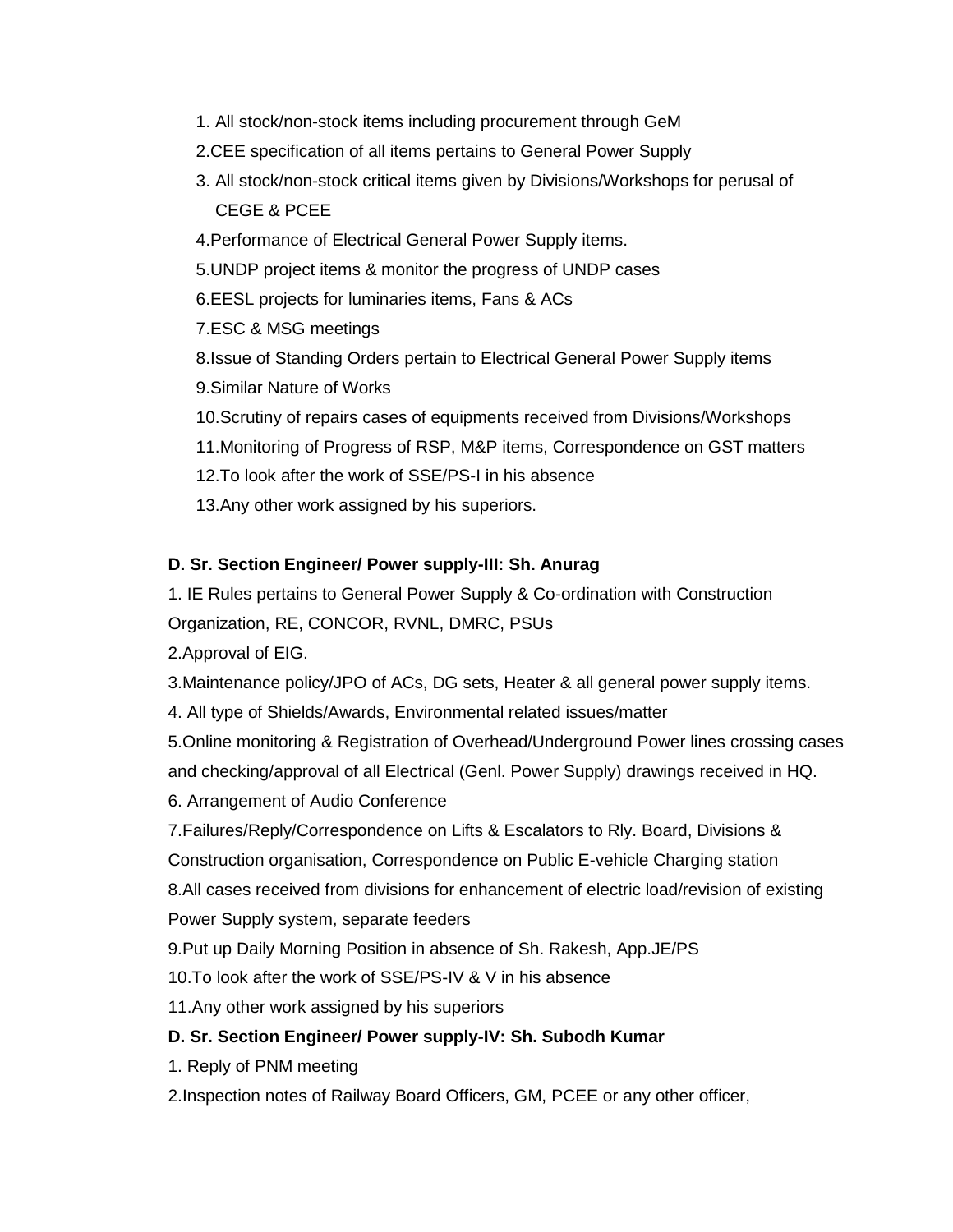1. All stock/non-stock items including procurement through GeM
2. CEE specification of all items pertains to General Power Supply
3. All stock/non-stock critical items given by Divisions/Workshops for perusal of CEGE & PCEE
4. Performance of Electrical General Power Supply items.
5. UNDP project items & monitor the progress of UNDP cases
6. EESL projects for luminaries items, Fans & ACs
7. ESC & MSG meetings
8. Issue of Standing Orders pertain to Electrical General Power Supply items
9. Similar Nature of Works
10. Scrutiny of repairs cases of equipments received from Divisions/Workshops
11. Monitoring of Progress of RSP, M&P items, Correspondence on GST matters
12. To look after the work of SSE/PS-I in his absence
13. Any other work assigned by his superiors.

**D. Sr. Section Engineer/ Power supply-III: Sh. Anurag**

1. IE Rules pertains to General Power Supply & Co-ordination with Construction Organization, RE, CONCOR, RVNL, DMRC, PSUs
2. Approval of EIG.
3. Maintenance policy/JPO of ACs, DG sets, Heater & all general power supply items.
4. All type of Shields/Awards, Environmental related issues/matter
5. Online monitoring & Registration of Overhead/Underground Power lines crossing cases and checking/approval of all Electrical (Genl. Power Supply) drawings received in HQ.
6. Arrangement of Audio Conference
7. Failures/Reply/Correspondence on Lifts & Escalators to Rly. Board, Divisions & Construction organisation, Correspondence on Public E-vehicle Charging station
8. All cases received from divisions for enhancement of electric load/revision of existing Power Supply system, separate feeders
9. Put up Daily Morning Position in absence of Sh. Rakesh, App.JE/PS
10. To look after the work of SSE/PS-IV & V in his absence
11. Any other work assigned by his superiors

**D. Sr. Section Engineer/ Power supply-IV: Sh. Subodh Kumar**

1. Reply of PNM meeting
2. Inspection notes of Railway Board Officers, GM, PCEE or any other officer,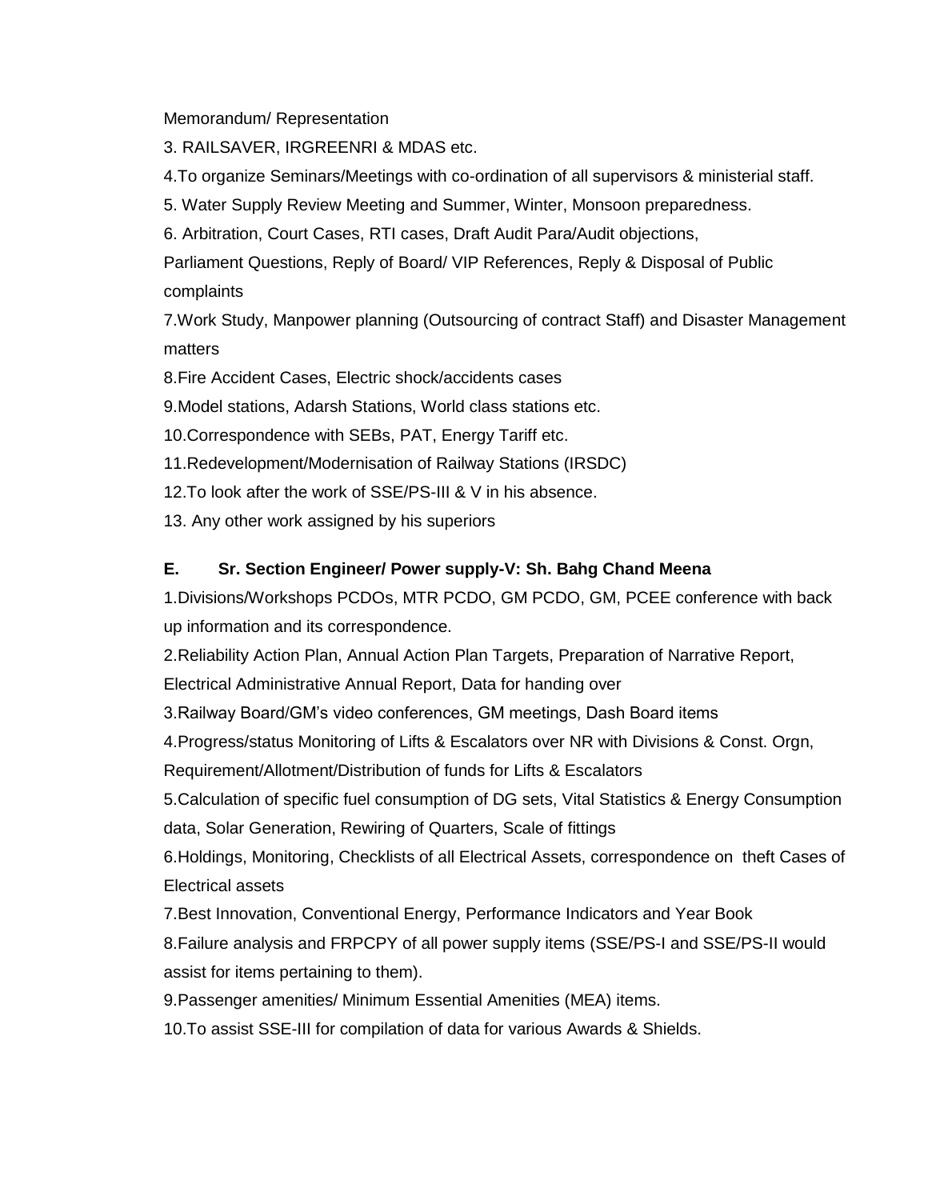Memorandum/ Representation

3. RAILSAVER, IRGREENRI & MDAS etc.

4. To organize Seminars/Meetings with co-ordination of all supervisors & ministerial staff.

5. Water Supply Review Meeting and Summer, Winter, Monsoon preparedness.

6. Arbitration, Court Cases, RTI cases, Draft Audit Para/Audit objections, Parliament Questions, Reply of Board/ VIP References, Reply & Disposal of Public complaints

7. Work Study, Manpower planning (Outsourcing of contract Staff) and Disaster Management matters

8. Fire Accident Cases, Electric shock/accidents cases

9. Model stations, Adarsh Stations, World class stations etc.

10. Correspondence with SEBs, PAT, Energy Tariff etc.

11. Redevelopment/Modernisation of Railway Stations (IRSDC)

12. To look after the work of SSE/PS-III & V in his absence.

13. Any other work assigned by his superiors

**E. Sr. Section Engineer/ Power supply-V: Sh. Bahg Chand Meena**

1. Divisions/Workshops PCDOs, MTR PCDO, GM PCDO, GM, PCEE conference with back up information and its correspondence.

2. Reliability Action Plan, Annual Action Plan Targets, Preparation of Narrative Report, Electrical Administrative Annual Report, Data for handing over

3. Railway Board/GM's video conferences, GM meetings, Dash Board items

4. Progress/status Monitoring of Lifts & Escalators over NR with Divisions & Const. Orgn, Requirement/Allotment/Distribution of funds for Lifts & Escalators

5. Calculation of specific fuel consumption of DG sets, Vital Statistics & Energy Consumption data, Solar Generation, Rewiring of Quarters, Scale of fittings

6. Holdings, Monitoring, Checklists of all Electrical Assets, correspondence on theft Cases of Electrical assets

7. Best Innovation, Conventional Energy, Performance Indicators and Year Book

8. Failure analysis and FRPCPY of all power supply items (SSE/PS-I and SSE/PS-II would assist for items pertaining to them).

9. Passenger amenities/ Minimum Essential Amenities (MEA) items.

10. To assist SSE-III for compilation of data for various Awards & Shields.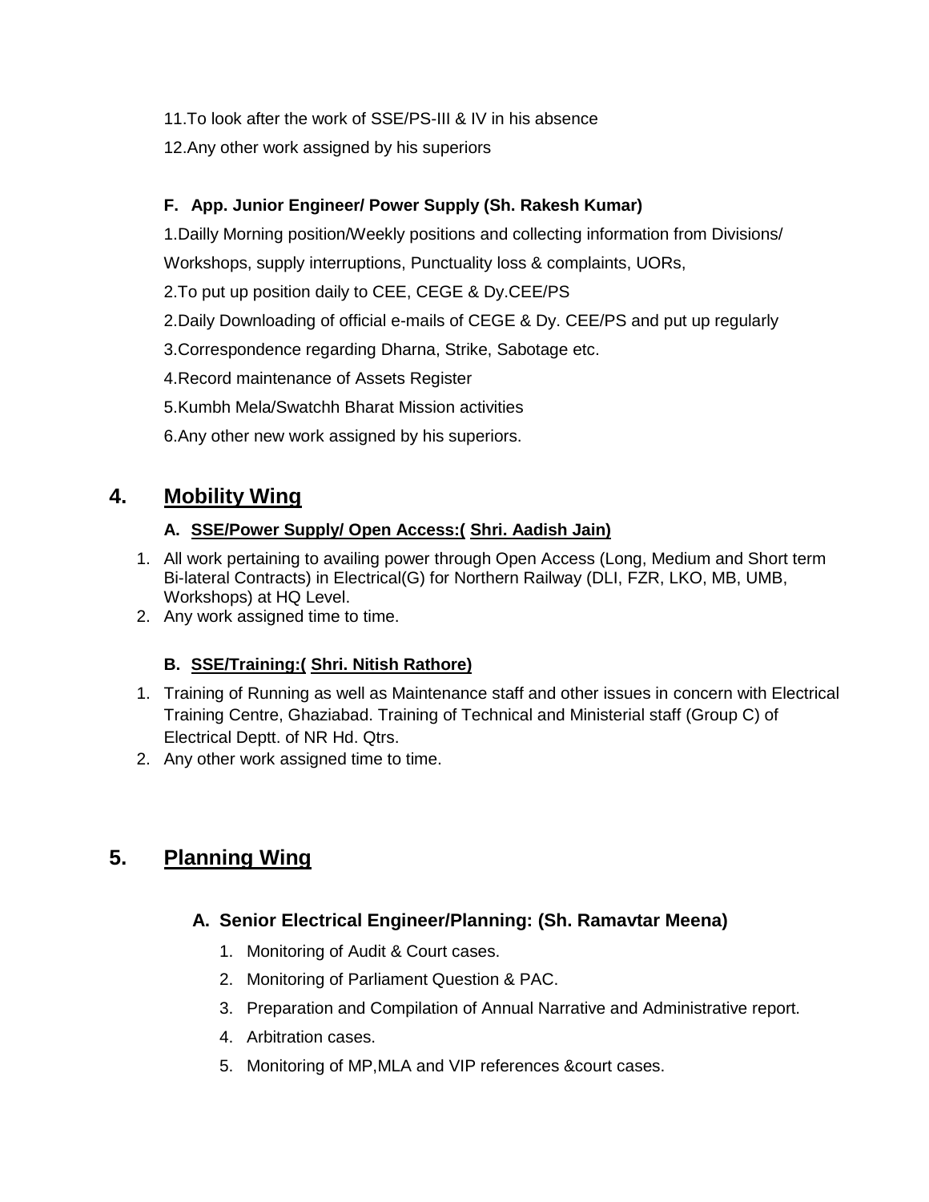11.To look after the work of SSE/PS-III & IV in his absence

12.Any other work assigned by his superiors

#### F. App. Junior Engineer/ Power Supply (Sh. Rakesh Kumar)

1.Dailly Morning position/Weekly positions and collecting information from Divisions/ Workshops, supply interruptions, Punctuality loss & complaints, UORs,

2.To put up position daily to CEE, CEGE & Dy.CEE/PS

2.Daily Downloading of official e-mails of CEGE & Dy. CEE/PS and put up regularly

3.Correspondence regarding Dharna, Strike, Sabotage etc.

4.Record maintenance of Assets Register

5.Kumbh Mela/Swatchh Bharat Mission activities

6.Any other new work assigned by his superiors.

## 4. Mobility Wing

#### A. SSE/Power Supply/ Open Access:( Shri. Aadish Jain)

1. All work pertaining to availing power through Open Access (Long, Medium and Short term Bi-lateral Contracts) in Electrical(G) for Northern Railway (DLI, FZR, LKO, MB, UMB, Workshops) at HQ Level.
2. Any work assigned time to time.

#### B. SSE/Training:( Shri. Nitish Rathore)

1. Training of Running as well as Maintenance staff and other issues in concern with Electrical Training Centre, Ghaziabad. Training of Technical and Ministerial staff (Group C) of Electrical Deptt. of NR Hd. Qtrs.
2. Any other work assigned time to time.

## 5. Planning Wing

### A. Senior Electrical Engineer/Planning: (Sh. Ramavtar Meena)

1. Monitoring of Audit & Court cases.
2. Monitoring of Parliament Question & PAC.
3. Preparation and Compilation of Annual Narrative and Administrative report.
4. Arbitration cases.
5. Monitoring of MP,MLA and VIP references &court cases.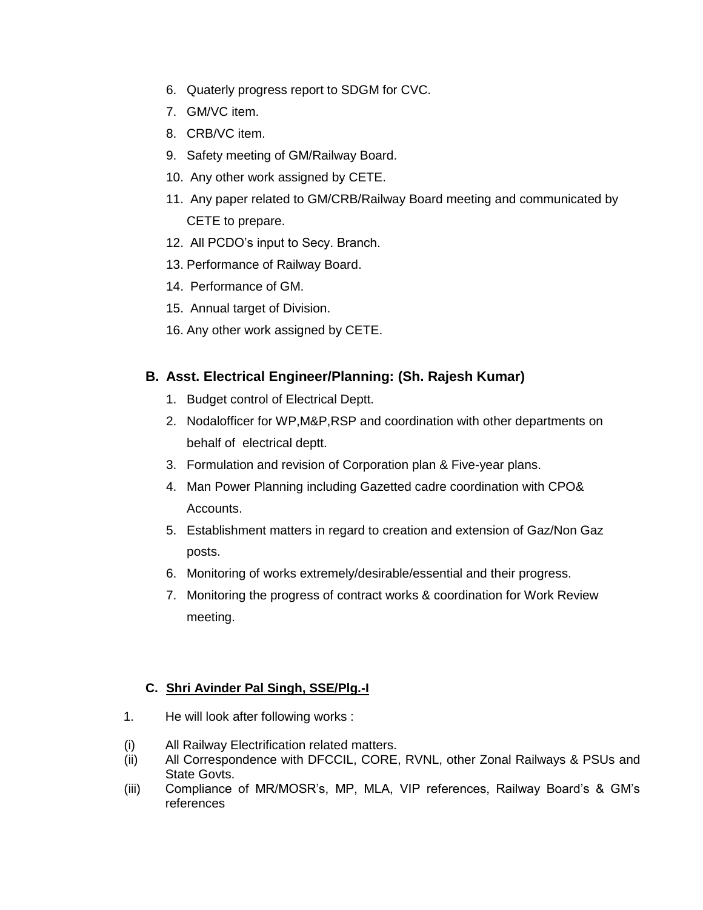6. Quaterly progress report to SDGM for CVC.
7. GM/VC item.
8. CRB/VC item.
9. Safety meeting of GM/Railway Board.
10. Any other work assigned by CETE.
11. Any paper related to GM/CRB/Railway Board meeting and communicated by CETE to prepare.
12. All PCDO's input to Secy. Branch.
13. Performance of Railway Board.
14. Performance of GM.
15. Annual target of Division.
16. Any other work assigned by CETE.

### B. Asst. Electrical Engineer/Planning: (Sh. Rajesh Kumar)

1. Budget control of Electrical Deptt.
2. Nodalofficer for WP,M&P,RSP and coordination with other departments on behalf of electrical deptt.
3. Formulation and revision of Corporation plan & Five-year plans.
4. Man Power Planning including Gazetted cadre coordination with CPO& Accounts.
5. Establishment matters in regard to creation and extension of Gaz/Non Gaz posts.
6. Monitoring of works extremely/desirable/essential and their progress.
7. Monitoring the progress of contract works & coordination for Work Review meeting.

### C. Shri Avinder Pal Singh, SSE/Plg.-I

1. He will look after following works :

(i) All Railway Electrification related matters.
(ii) All Correspondence with DFCCIL, CORE, RVNL, other Zonal Railways & PSUs and State Govts.
(iii) Compliance of MR/MOSR's, MP, MLA, VIP references, Railway Board's & GM's references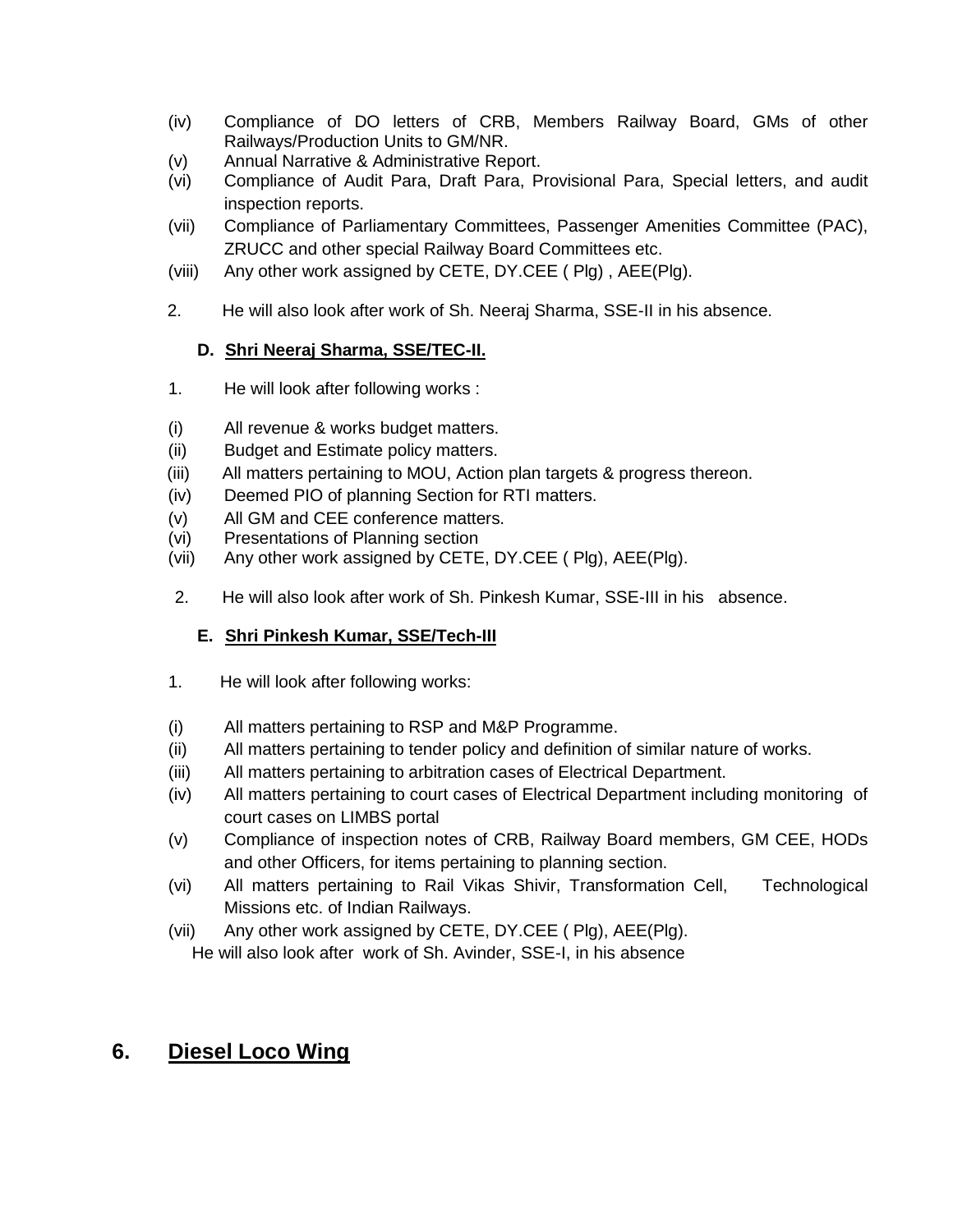(iv) Compliance of DO letters of CRB, Members Railway Board, GMs of other Railways/Production Units to GM/NR.

(v) Annual Narrative & Administrative Report.

(vi) Compliance of Audit Para, Draft Para, Provisional Para, Special letters, and audit inspection reports.

(vii) Compliance of Parliamentary Committees, Passenger Amenities Committee (PAC), ZRUCC and other special Railway Board Committees etc.

(viii) Any other work assigned by CETE, DY.CEE ( Plg) , AEE(Plg).

2. He will also look after work of Sh. Neeraj Sharma, SSE-II in his absence.

**D. Shri Neeraj Sharma, SSE/TEC-II.**

1. He will look after following works :

(i) All revenue & works budget matters.

(ii) Budget and Estimate policy matters.

(iii) All matters pertaining to MOU, Action plan targets & progress thereon.

(iv) Deemed PIO of planning Section for RTI matters.

(v) All GM and CEE conference matters.

(vi) Presentations of Planning section

(vii) Any other work assigned by CETE, DY.CEE ( Plg), AEE(Plg).

2. He will also look after work of Sh. Pinkesh Kumar, SSE-III in his absence.

**E. Shri Pinkesh Kumar, SSE/Tech-III**

1. He will look after following works:

(i) All matters pertaining to RSP and M&P Programme.

(ii) All matters pertaining to tender policy and definition of similar nature of works.

(iii) All matters pertaining to arbitration cases of Electrical Department.

(iv) All matters pertaining to court cases of Electrical Department including monitoring of court cases on LIMBS portal

(v) Compliance of inspection notes of CRB, Railway Board members, GM CEE, HODs and other Officers, for items pertaining to planning section.

(vi) All matters pertaining to Rail Vikas Shivir, Transformation Cell, Technological Missions etc. of Indian Railways.

(vii) Any other work assigned by CETE, DY.CEE ( Plg), AEE(Plg).

He will also look after work of Sh. Avinder, SSE-I, in his absence

## 6. Diesel Loco Wing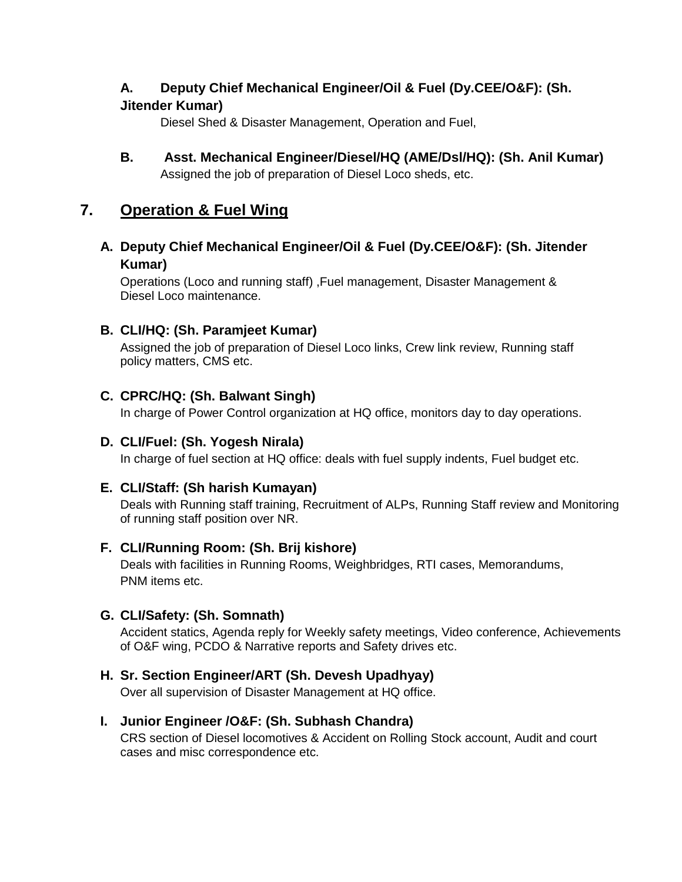**A. Deputy Chief Mechanical Engineer/Oil & Fuel (Dy.CEE/O&F): (Sh. Jitender Kumar)**

Diesel Shed & Disaster Management, Operation and Fuel,

**B. Asst. Mechanical Engineer/Diesel/HQ (AME/Dsl/HQ): (Sh. Anil Kumar)**

Assigned the job of preparation of Diesel Loco sheds, etc.

## 7. Operation & Fuel Wing

**A. Deputy Chief Mechanical Engineer/Oil & Fuel (Dy.CEE/O&F): (Sh. Jitender Kumar)**

Operations (Loco and running staff) ,Fuel management, Disaster Management & Diesel Loco maintenance.

**B. CLI/HQ: (Sh. Paramjeet Kumar)**

Assigned the job of preparation of Diesel Loco links, Crew link review, Running staff policy matters, CMS etc.

**C. CPRC/HQ: (Sh. Balwant Singh)**

In charge of Power Control organization at HQ office, monitors day to day operations.

**D. CLI/Fuel: (Sh. Yogesh Nirala)**

In charge of fuel section at HQ office: deals with fuel supply indents, Fuel budget etc.

**E. CLI/Staff: (Sh harish Kumayan)**

Deals with Running staff training, Recruitment of ALPs, Running Staff review and Monitoring of running staff position over NR.

**F. CLI/Running Room: (Sh. Brij kishore)**

Deals with facilities in Running Rooms, Weighbridges, RTI cases, Memorandums, PNM items etc.

**G. CLI/Safety: (Sh. Somnath)**

Accident statics, Agenda reply for Weekly safety meetings, Video conference, Achievements of O&F wing, PCDO & Narrative reports and Safety drives etc.

**H. Sr. Section Engineer/ART (Sh. Devesh Upadhyay)**

Over all supervision of Disaster Management at HQ office.

**I. Junior Engineer /O&F: (Sh. Subhash Chandra)**

CRS section of Diesel locomotives & Accident on Rolling Stock account, Audit and court cases and misc correspondence etc.